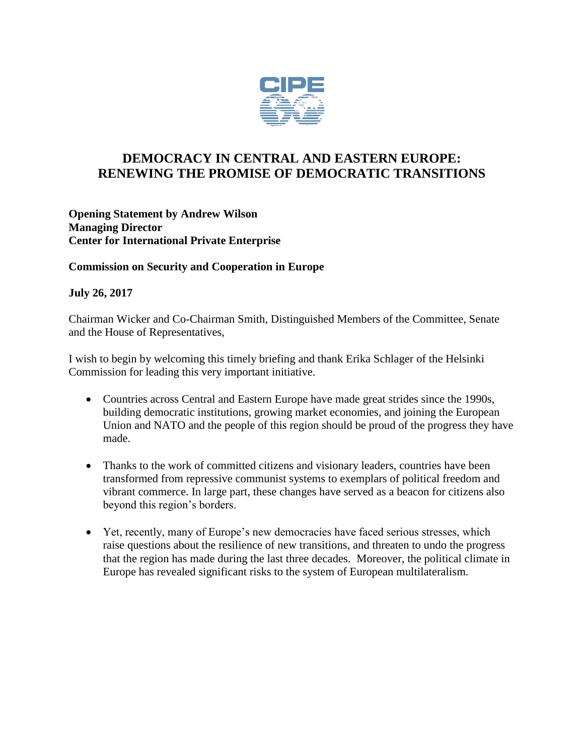# DEMOCRACY IN CENTRAL AND EASTERN EUROPE: RENEWING THE PROMISE OF DEMOCRATIC TRANSITIONS

**Opening Statement by Andrew Wilson**
**Managing Director**
**Center for International Private Enterprise**

**Commission on Security and Cooperation in Europe**

**July 26, 2017**

Chairman Wicker and Co-Chairman Smith, Distinguished Members of the Committee, Senate and the House of Representatives,

I wish to begin by welcoming this timely briefing and thank Erika Schlager of the Helsinki Commission for leading this very important initiative.

- Countries across Central and Eastern Europe have made great strides since the 1990s, building democratic institutions, growing market economies, and joining the European Union and NATO and the people of this region should be proud of the progress they have made.

- Thanks to the work of committed citizens and visionary leaders, countries have been transformed from repressive communist systems to exemplars of political freedom and vibrant commerce. In large part, these changes have served as a beacon for citizens also beyond this region's borders.

- Yet, recently, many of Europe's new democracies have faced serious stresses, which raise questions about the resilience of new transitions, and threaten to undo the progress that the region has made during the last three decades. Moreover, the political climate in Europe has revealed significant risks to the system of European multilateralism.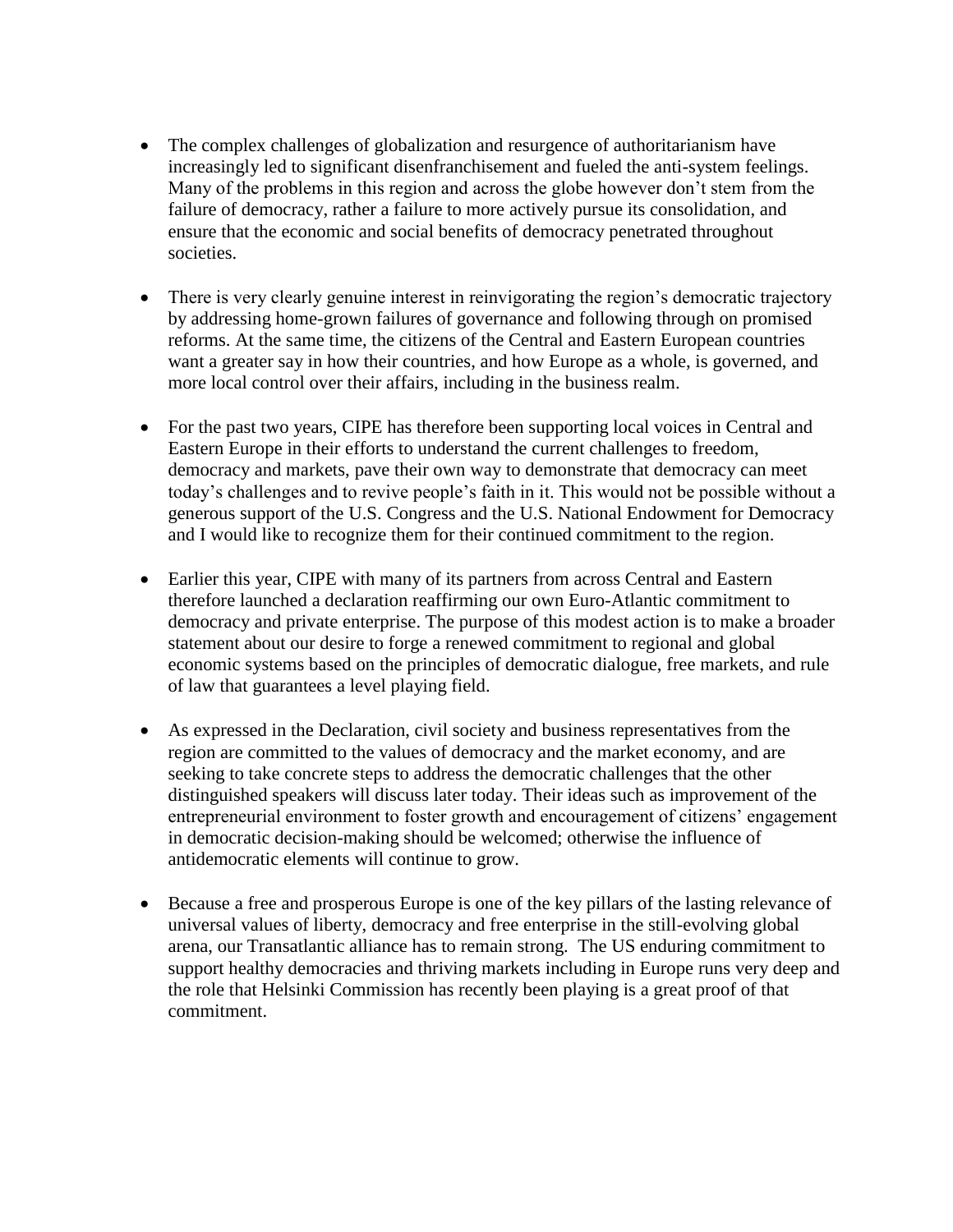- The complex challenges of globalization and resurgence of authoritarianism have increasingly led to significant disenfranchisement and fueled the anti-system feelings. Many of the problems in this region and across the globe however don't stem from the failure of democracy, rather a failure to more actively pursue its consolidation, and ensure that the economic and social benefits of democracy penetrated throughout societies.

- There is very clearly genuine interest in reinvigorating the region's democratic trajectory by addressing home-grown failures of governance and following through on promised reforms. At the same time, the citizens of the Central and Eastern European countries want a greater say in how their countries, and how Europe as a whole, is governed, and more local control over their affairs, including in the business realm.

- For the past two years, CIPE has therefore been supporting local voices in Central and Eastern Europe in their efforts to understand the current challenges to freedom, democracy and markets, pave their own way to demonstrate that democracy can meet today's challenges and to revive people's faith in it. This would not be possible without a generous support of the U.S. Congress and the U.S. National Endowment for Democracy and I would like to recognize them for their continued commitment to the region.

- Earlier this year, CIPE with many of its partners from across Central and Eastern therefore launched a declaration reaffirming our own Euro-Atlantic commitment to democracy and private enterprise. The purpose of this modest action is to make a broader statement about our desire to forge a renewed commitment to regional and global economic systems based on the principles of democratic dialogue, free markets, and rule of law that guarantees a level playing field.

- As expressed in the Declaration, civil society and business representatives from the region are committed to the values of democracy and the market economy, and are seeking to take concrete steps to address the democratic challenges that the other distinguished speakers will discuss later today. Their ideas such as improvement of the entrepreneurial environment to foster growth and encouragement of citizens' engagement in democratic decision-making should be welcomed; otherwise the influence of antidemocratic elements will continue to grow.

- Because a free and prosperous Europe is one of the key pillars of the lasting relevance of universal values of liberty, democracy and free enterprise in the still-evolving global arena, our Transatlantic alliance has to remain strong. The US enduring commitment to support healthy democracies and thriving markets including in Europe runs very deep and the role that Helsinki Commission has recently been playing is a great proof of that commitment.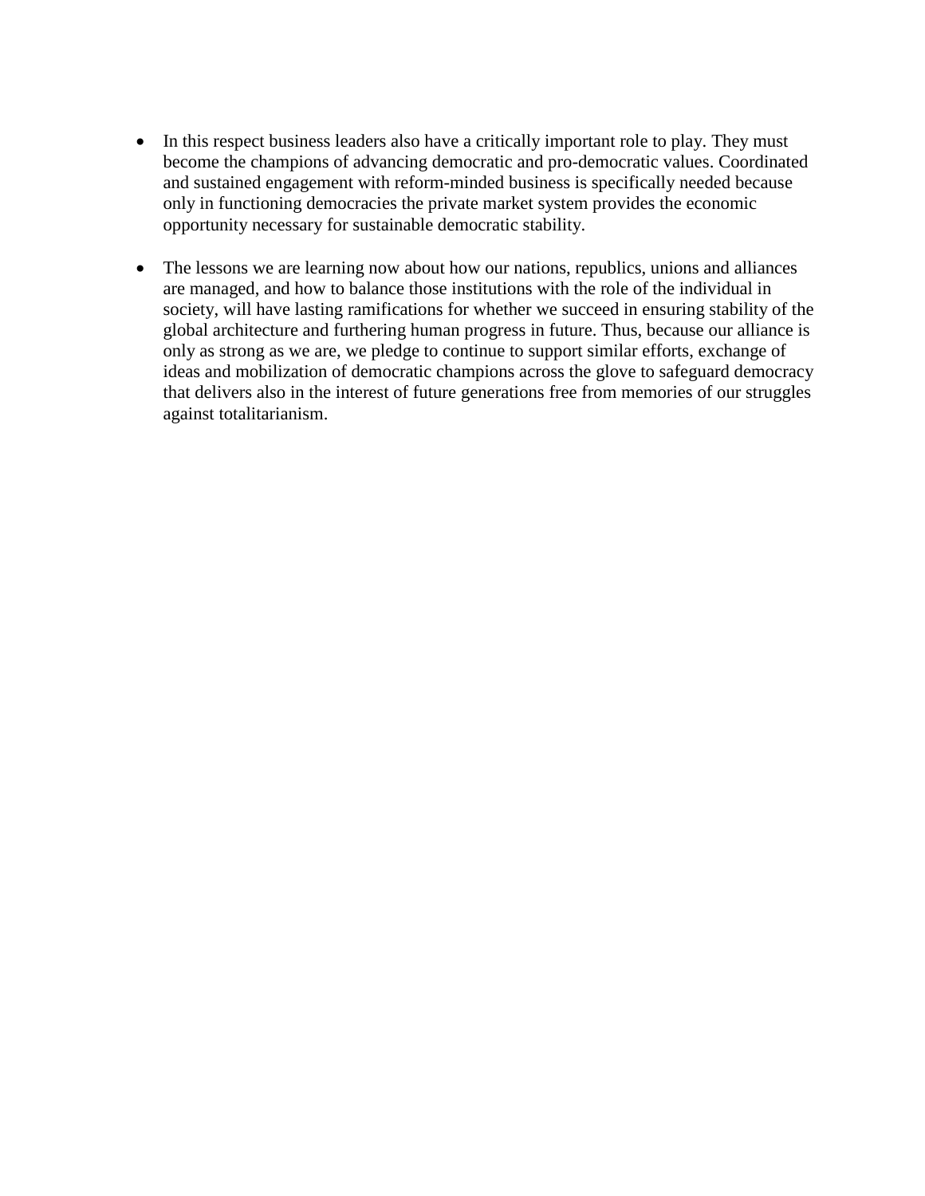- In this respect business leaders also have a critically important role to play. They must become the champions of advancing democratic and pro-democratic values. Coordinated and sustained engagement with reform-minded business is specifically needed because only in functioning democracies the private market system provides the economic opportunity necessary for sustainable democratic stability.

- The lessons we are learning now about how our nations, republics, unions and alliances are managed, and how to balance those institutions with the role of the individual in society, will have lasting ramifications for whether we succeed in ensuring stability of the global architecture and furthering human progress in future. Thus, because our alliance is only as strong as we are, we pledge to continue to support similar efforts, exchange of ideas and mobilization of democratic champions across the glove to safeguard democracy that delivers also in the interest of future generations free from memories of our struggles against totalitarianism.